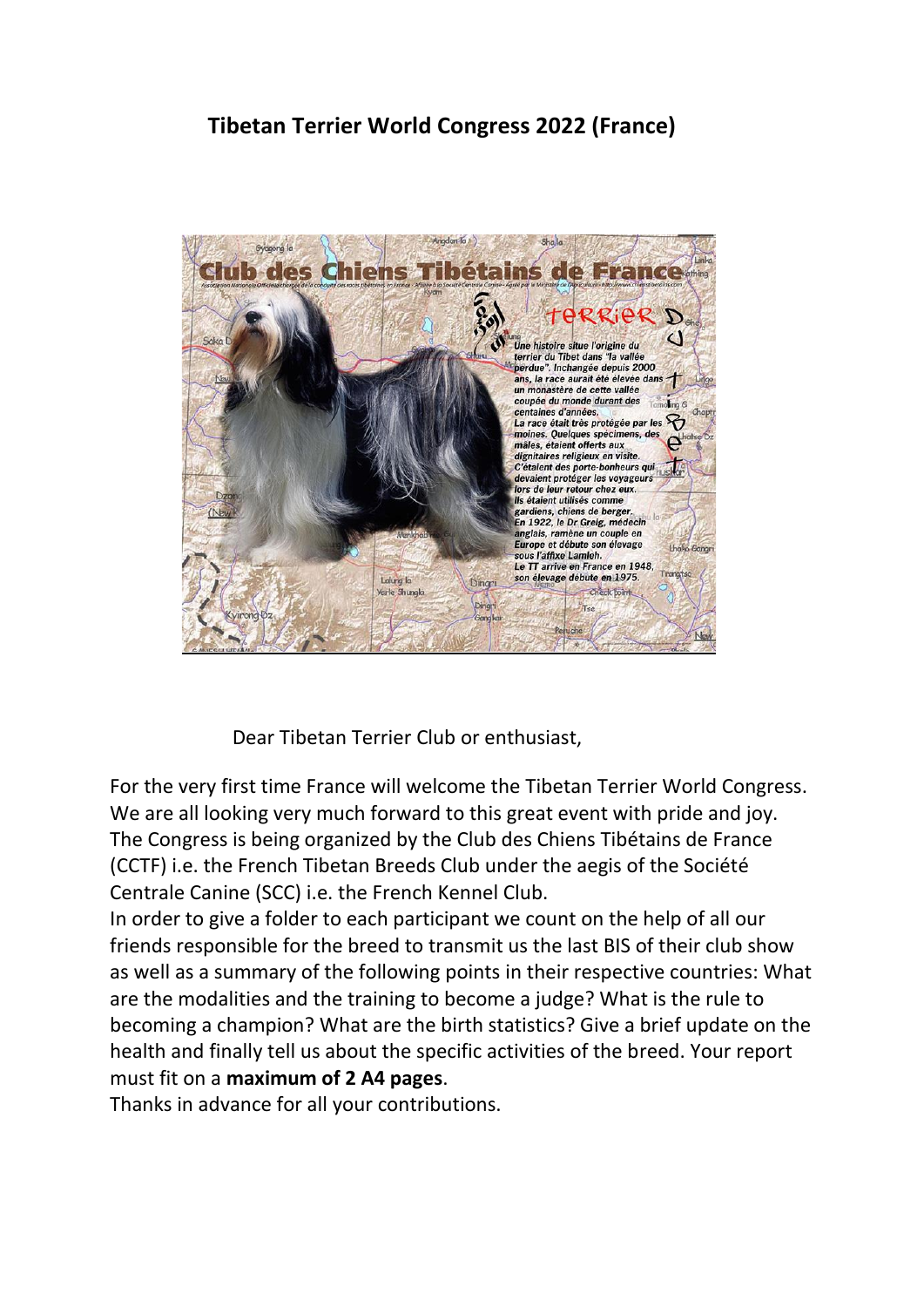# Tibetan Terrier World Congress 2022 (France)

Dear Tibetan Terrier Club or enthusiast,

For the very first time France will welcome the Tibetan Terrier World Congress. We are all looking very much forward to this great event with pride and joy. The Congress is being organized by the Club des Chiens Tibétains de France (CCTF) i.e. the French Tibetan Breeds Club under the aegis of the Société Centrale Canine (SCC) i.e. the French Kennel Club.

In order to give a folder to each participant we count on the help of all our friends responsible for the breed to transmit us the last BIS of their club show as well as a summary of the following points in their respective countries: What are the modalities and the training to become a judge? What is the rule to becoming a champion? What are the birth statistics? Give a brief update on the health and finally tell us about the specific activities of the breed. Your report must fit on a **maximum of 2 A4 pages**.

Thanks in advance for all your contributions.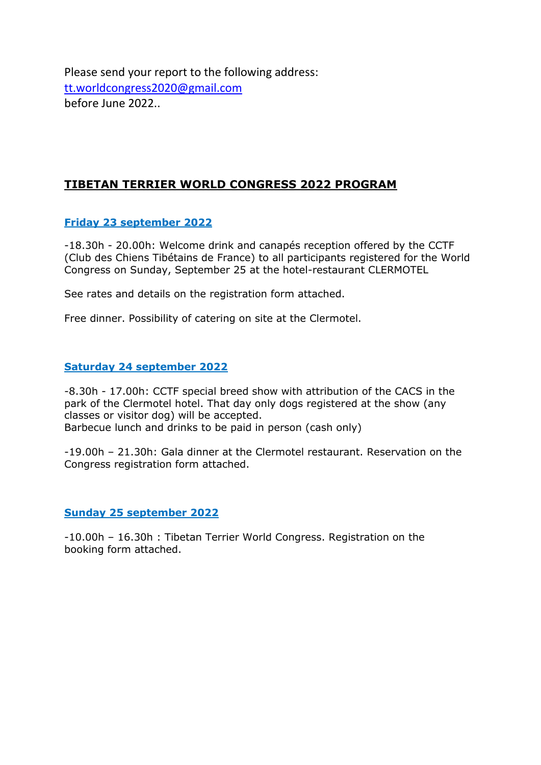Please send your report to the following address:
[tt.worldcongress2020@gmail.com](mailto:tt.worldcongress2020@gmail.com)
before June 2022..

## TIBETAN TERRIER WORLD CONGRESS 2022 PROGRAM

### Friday 23 september 2022

-18.30h - 20.00h: Welcome drink and canapés reception offered by the CCTF (Club des Chiens Tibétains de France) to all participants registered for the World Congress on Sunday, September 25 at the hotel-restaurant CLERMOTEL

See rates and details on the registration form attached.

Free dinner. Possibility of catering on site at the Clermotel.

### Saturday 24 september 2022

-8.30h - 17.00h: CCTF special breed show with attribution of the CACS in the park of the Clermotel hotel. That day only dogs registered at the show (any classes or visitor dog) will be accepted.
Barbecue lunch and drinks to be paid in person (cash only)

-19.00h – 21.30h: Gala dinner at the Clermotel restaurant. Reservation on the Congress registration form attached.

### Sunday 25 september 2022

-10.00h – 16.30h : Tibetan Terrier World Congress. Registration on the booking form attached.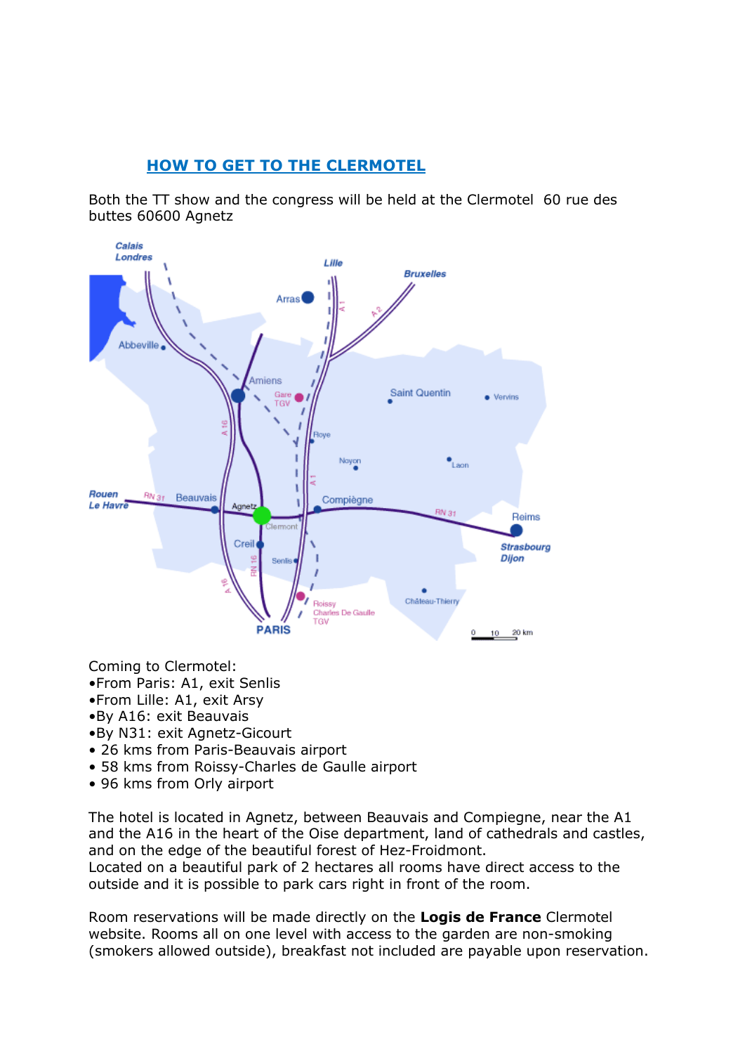## HOW TO GET TO THE CLERMOTEL

Both the TT show and the congress will be held at the Clermotel 60 rue des buttes 60600 Agnetz

Coming to Clermotel:
- From Paris: A1, exit Senlis
- From Lille: A1, exit Arsy
- By A16: exit Beauvais
- By N31: exit Agnetz-Gicourt
- 26 kms from Paris-Beauvais airport
- 58 kms from Roissy-Charles de Gaulle airport
- 96 kms from Orly airport

The hotel is located in Agnetz, between Beauvais and Compiegne, near the A1 and the A16 in the heart of the Oise department, land of cathedrals and castles, and on the edge of the beautiful forest of Hez-Froidmont.
Located on a beautiful park of 2 hectares all rooms have direct access to the outside and it is possible to park cars right in front of the room.

Room reservations will be made directly on the **Logis de France** Clermotel website. Rooms all on one level with access to the garden are non-smoking (smokers allowed outside), breakfast not included are payable upon reservation.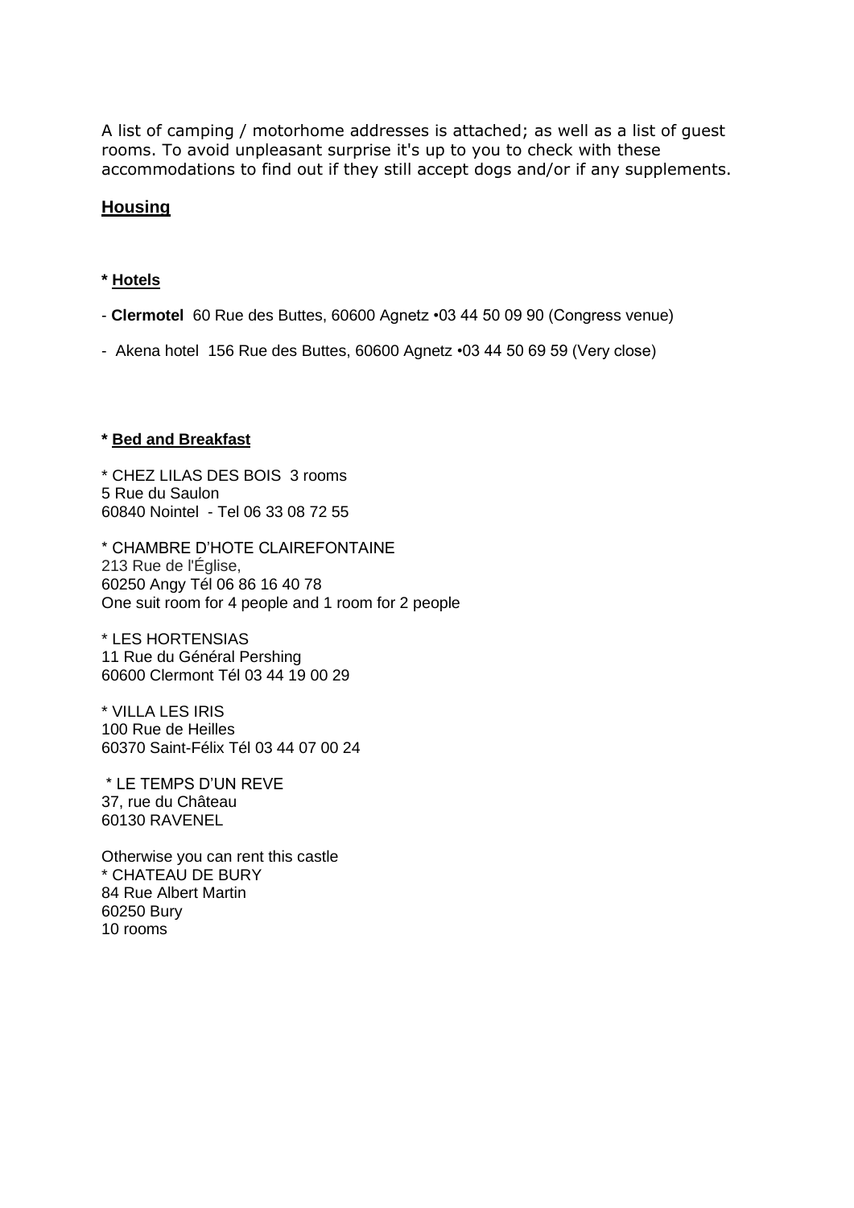A list of camping / motorhome addresses is attached; as well as a list of guest rooms. To avoid unpleasant surprise it's up to you to check with these accommodations to find out if they still accept dogs and/or if any supplements.

## Housing

### * Hotels

- **Clermotel** 60 Rue des Buttes, 60600 Agnetz •03 44 50 09 90 (Congress venue)
- Akena hotel 156 Rue des Buttes, 60600 Agnetz •03 44 50 69 59 (Very close)

### * Bed and Breakfast

* CHEZ LILAS DES BOIS 3 rooms
5 Rue du Saulon
60840 Nointel - Tel 06 33 08 72 55

* CHAMBRE D'HOTE CLAIREFONTAINE
213 Rue de l'Église,
60250 Angy Tél 06 86 16 40 78
One suit room for 4 people and 1 room for 2 people

* LES HORTENSIAS
11 Rue du Général Pershing
60600 Clermont Tél 03 44 19 00 29

* VILLA LES IRIS
100 Rue de Heilles
60370 Saint-Félix Tél 03 44 07 00 24

* LE TEMPS D'UN REVE
37, rue du Château
60130 RAVENEL

Otherwise you can rent this castle
* CHATEAU DE BURY
84 Rue Albert Martin
60250 Bury
10 rooms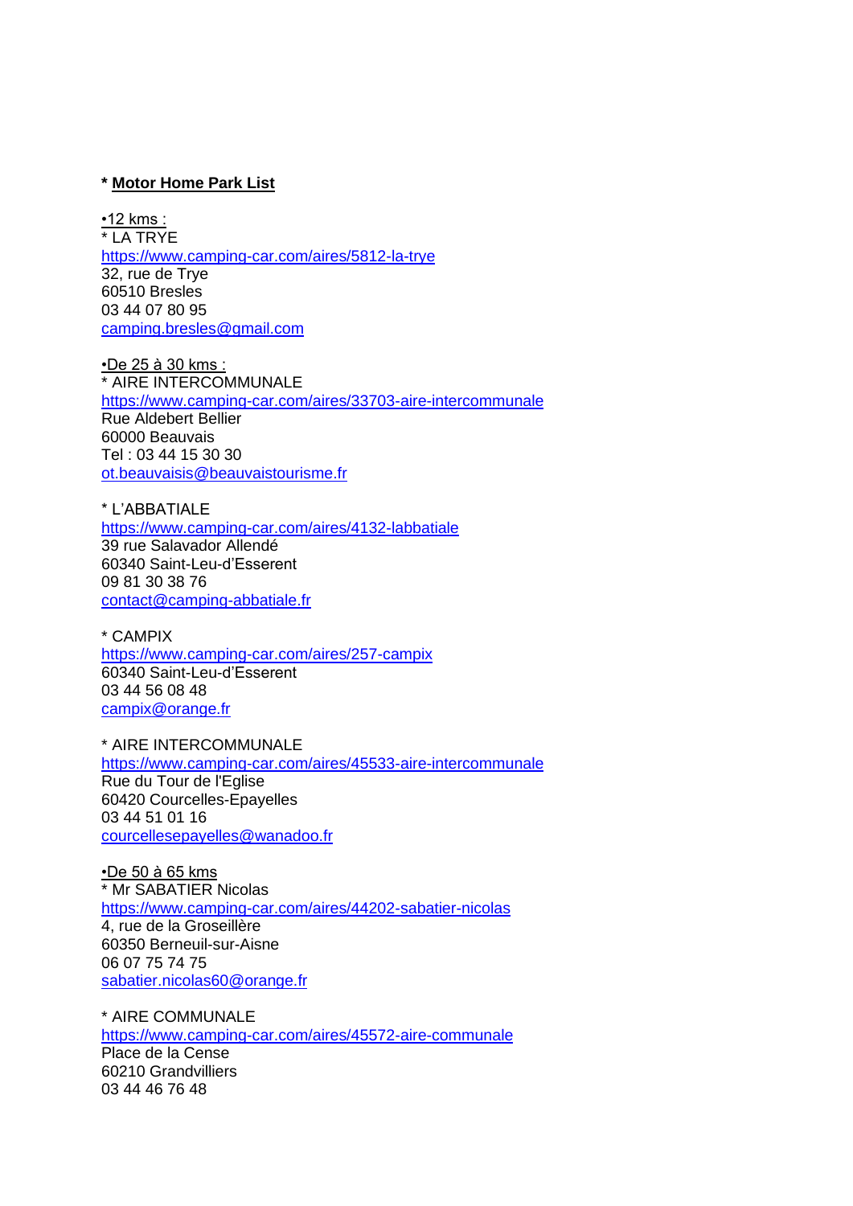**\* <u>Motor Home Park List</u>**

<u>•12 kms :</u>
* LA TRYE
https://www.camping-car.com/aires/5812-la-trye
32, rue de Trye
60510 Bresles
03 44 07 80 95
camping.bresles@gmail.com

<u>•De 25 à 30 kms :</u>
* AIRE INTERCOMMUNALE
https://www.camping-car.com/aires/33703-aire-intercommunale
Rue Aldebert Bellier
60000 Beauvais
Tel : 03 44 15 30 30
ot.beauvaisis@beauvaistourisme.fr

* L'ABBATIALE
https://www.camping-car.com/aires/4132-labbatiale
39 rue Salavador Allendé
60340 Saint-Leu-d'Esserent
09 81 30 38 76
contact@camping-abbatiale.fr

* CAMPIX
https://www.camping-car.com/aires/257-campix
60340 Saint-Leu-d'Esserent
03 44 56 08 48
campix@orange.fr

* AIRE INTERCOMMUNALE
https://www.camping-car.com/aires/45533-aire-intercommunale
Rue du Tour de l'Eglise
60420 Courcelles-Epayelles
03 44 51 01 16
courcellesepayelles@wanadoo.fr

<u>•De 50 à 65 kms</u>
* Mr SABATIER Nicolas
https://www.camping-car.com/aires/44202-sabatier-nicolas
4, rue de la Groseillère
60350 Berneuil-sur-Aisne
06 07 75 74 75
sabatier.nicolas60@orange.fr

* AIRE COMMUNALE
https://www.camping-car.com/aires/45572-aire-communale
Place de la Cense
60210 Grandvilliers
03 44 46 76 48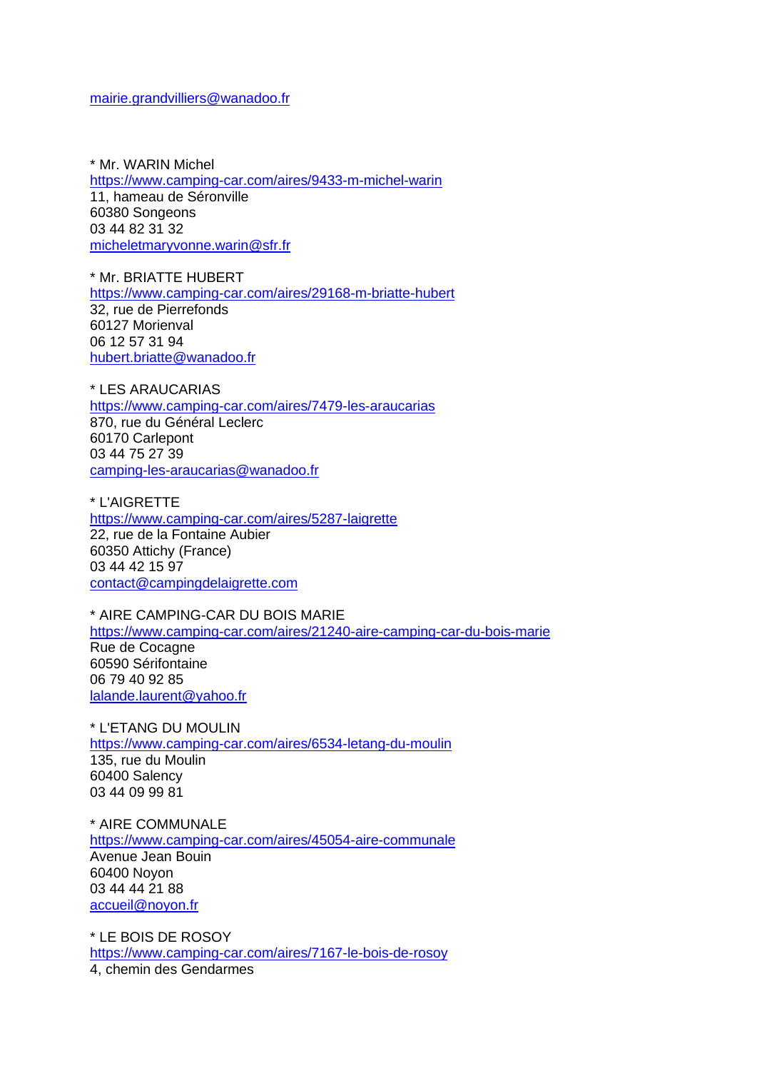mairie.grandvilliers@wanadoo.fr

* Mr. WARIN Michel
https://www.camping-car.com/aires/9433-m-michel-warin
11, hameau de Séronville
60380 Songeons
03 44 82 31 32
micheletmaryvonne.warin@sfr.fr

* Mr. BRIATTE HUBERT
https://www.camping-car.com/aires/29168-m-briatte-hubert
32, rue de Pierrefonds
60127 Morienval
06 12 57 31 94
hubert.briatte@wanadoo.fr

* LES ARAUCARIAS
https://www.camping-car.com/aires/7479-les-araucarias
870, rue du Général Leclerc
60170 Carlepont
03 44 75 27 39
camping-les-araucarias@wanadoo.fr

* L'AIGRETTE
https://www.camping-car.com/aires/5287-laigrette
22, rue de la Fontaine Aubier
60350 Attichy (France)
03 44 42 15 97
contact@campingdelaigrette.com

* AIRE CAMPING-CAR DU BOIS MARIE
https://www.camping-car.com/aires/21240-aire-camping-car-du-bois-marie
Rue de Cocagne
60590 Sérifontaine
06 79 40 92 85
lalande.laurent@yahoo.fr

* L'ETANG DU MOULIN
https://www.camping-car.com/aires/6534-letang-du-moulin
135, rue du Moulin
60400 Salency
03 44 09 99 81

* AIRE COMMUNALE
https://www.camping-car.com/aires/45054-aire-communale
Avenue Jean Bouin
60400 Noyon
03 44 44 21 88
accueil@noyon.fr

* LE BOIS DE ROSOY
https://www.camping-car.com/aires/7167-le-bois-de-rosoy
4, chemin des Gendarmes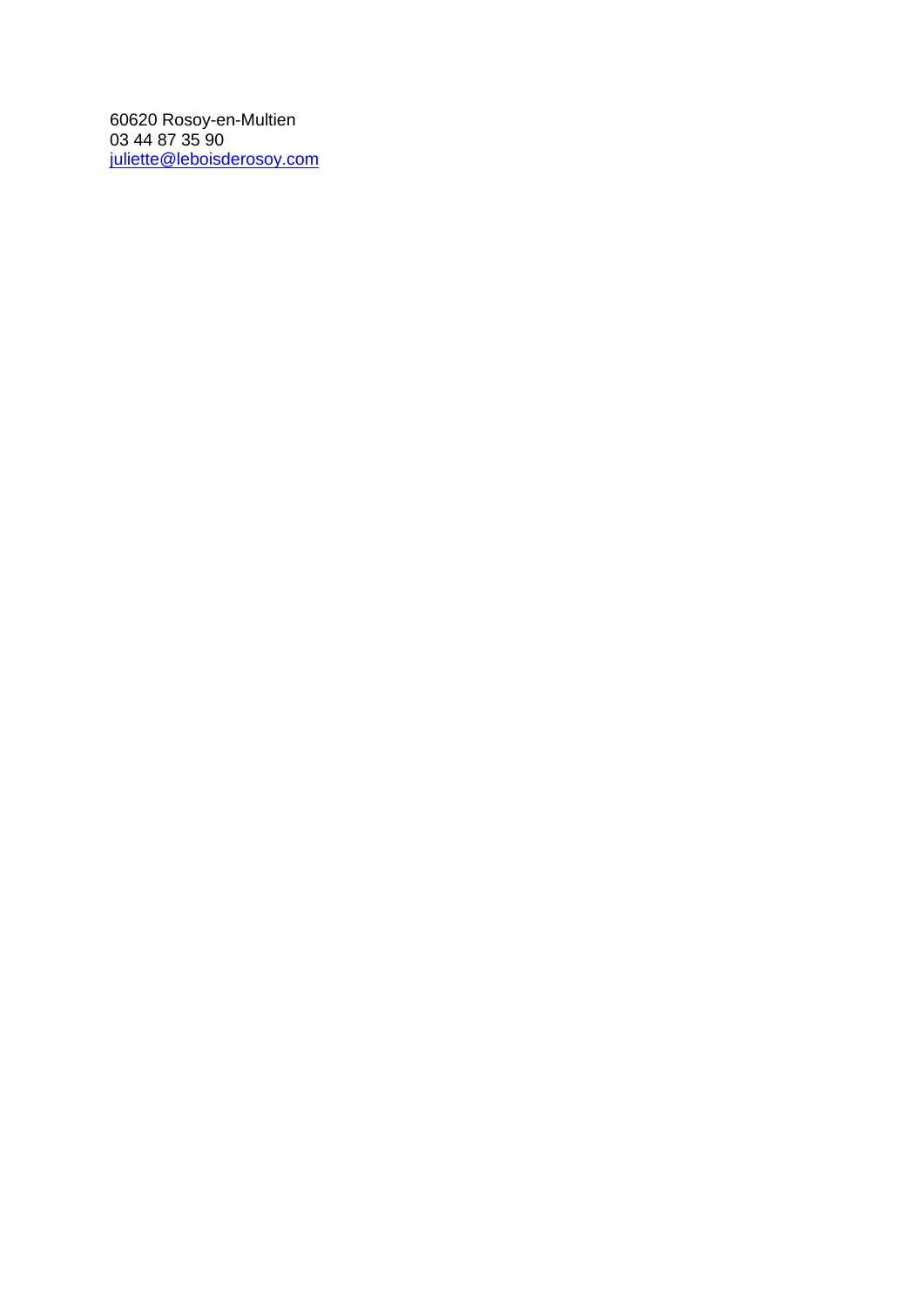60620 Rosoy-en-Multien
03 44 87 35 90
juliette@leboisderosoy.com